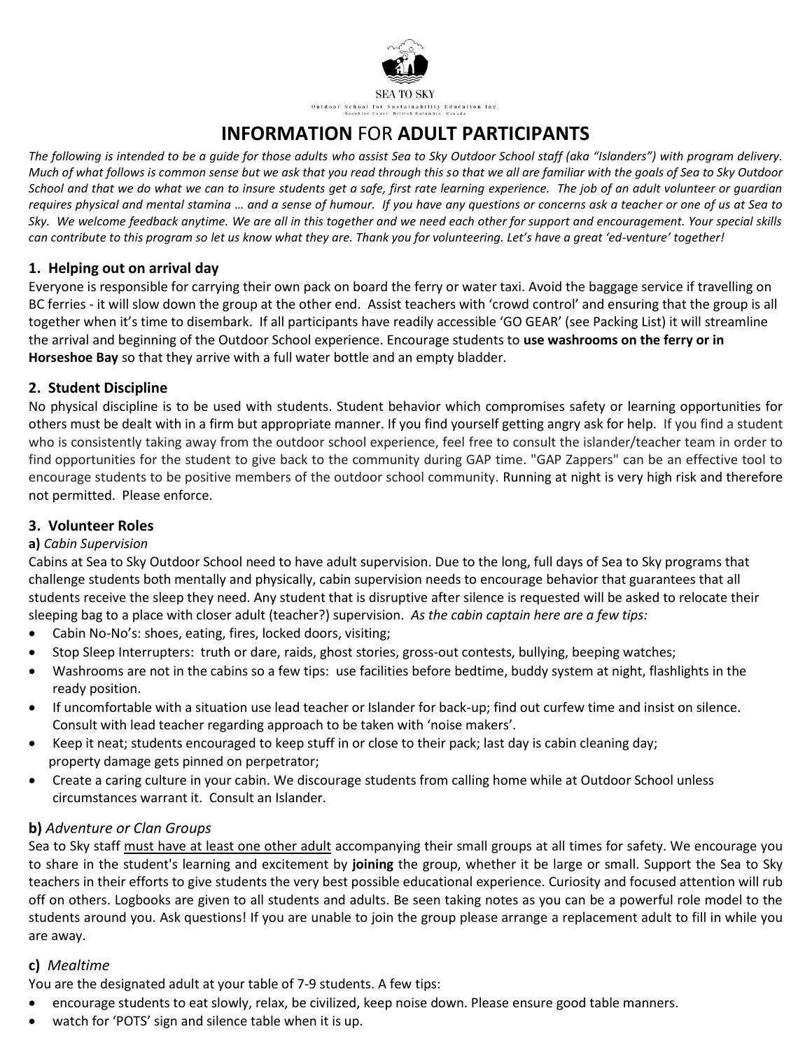SEA TO SKY

Outdoor School for Sustainability Education Inc.
Sunshine Coast, British Columbia, Canada

# **INFORMATION** FOR **ADULT PARTICIPANTS**

*The following is intended to be a guide for those adults who assist Sea to Sky Outdoor School staff (aka "Islanders") with program delivery. Much of what follows is common sense but we ask that you read through this so that we all are familiar with the goals of Sea to Sky Outdoor School and that we do what we can to insure students get a safe, first rate learning experience. The job of an adult volunteer or guardian requires physical and mental stamina … and a sense of humour. If you have any questions or concerns ask a teacher or one of us at Sea to Sky. We welcome feedback anytime. We are all in this together and we need each other for support and encouragement. Your special skills can contribute to this program so let us know what they are. Thank you for volunteering. Let's have a great 'ed-venture' together!*

## 1. Helping out on arrival day

Everyone is responsible for carrying their own pack on board the ferry or water taxi. Avoid the baggage service if travelling on BC ferries - it will slow down the group at the other end. Assist teachers with 'crowd control' and ensuring that the group is all together when it's time to disembark. If all participants have readily accessible 'GO GEAR' (see Packing List) it will streamline the arrival and beginning of the Outdoor School experience. Encourage students to **use washrooms on the ferry or in Horseshoe Bay** so that they arrive with a full water bottle and an empty bladder.

## 2. Student Discipline

No physical discipline is to be used with students. Student behavior which compromises safety or learning opportunities for others must be dealt with in a firm but appropriate manner. If you find yourself getting angry ask for help. If you find a student who is consistently taking away from the outdoor school experience, feel free to consult the islander/teacher team in order to find opportunities for the student to give back to the community during GAP time. "GAP Zappers" can be an effective tool to encourage students to be positive members of the outdoor school community. Running at night is very high risk and therefore not permitted. Please enforce.

## 3. Volunteer Roles

**a)** *Cabin Supervision*

Cabins at Sea to Sky Outdoor School need to have adult supervision. Due to the long, full days of Sea to Sky programs that challenge students both mentally and physically, cabin supervision needs to encourage behavior that guarantees that all students receive the sleep they need. Any student that is disruptive after silence is requested will be asked to relocate their sleeping bag to a place with closer adult (teacher?) supervision. *As the cabin captain here are a few tips:*

- Cabin No-No's: shoes, eating, fires, locked doors, visiting;
- Stop Sleep Interrupters: truth or dare, raids, ghost stories, gross-out contests, bullying, beeping watches;
- Washrooms are not in the cabins so a few tips: use facilities before bedtime, buddy system at night, flashlights in the ready position.
- If uncomfortable with a situation use lead teacher or Islander for back-up; find out curfew time and insist on silence. Consult with lead teacher regarding approach to be taken with 'noise makers'.
- Keep it neat; students encouraged to keep stuff in or close to their pack; last day is cabin cleaning day; property damage gets pinned on perpetrator;
- Create a caring culture in your cabin. We discourage students from calling home while at Outdoor School unless circumstances warrant it. Consult an Islander.

### **b)** *Adventure or Clan Groups*

Sea to Sky staff <u>must have at least one other adult</u> accompanying their small groups at all times for safety. We encourage you to share in the student's learning and excitement by **joining** the group, whether it be large or small. Support the Sea to Sky teachers in their efforts to give students the very best possible educational experience. Curiosity and focused attention will rub off on others. Logbooks are given to all students and adults. Be seen taking notes as you can be a powerful role model to the students around you. Ask questions! If you are unable to join the group please arrange a replacement adult to fill in while you are away.

### **c)** *Mealtime*

You are the designated adult at your table of 7-9 students. A few tips:

- encourage students to eat slowly, relax, be civilized, keep noise down. Please ensure good table manners.
- watch for 'POTS' sign and silence table when it is up.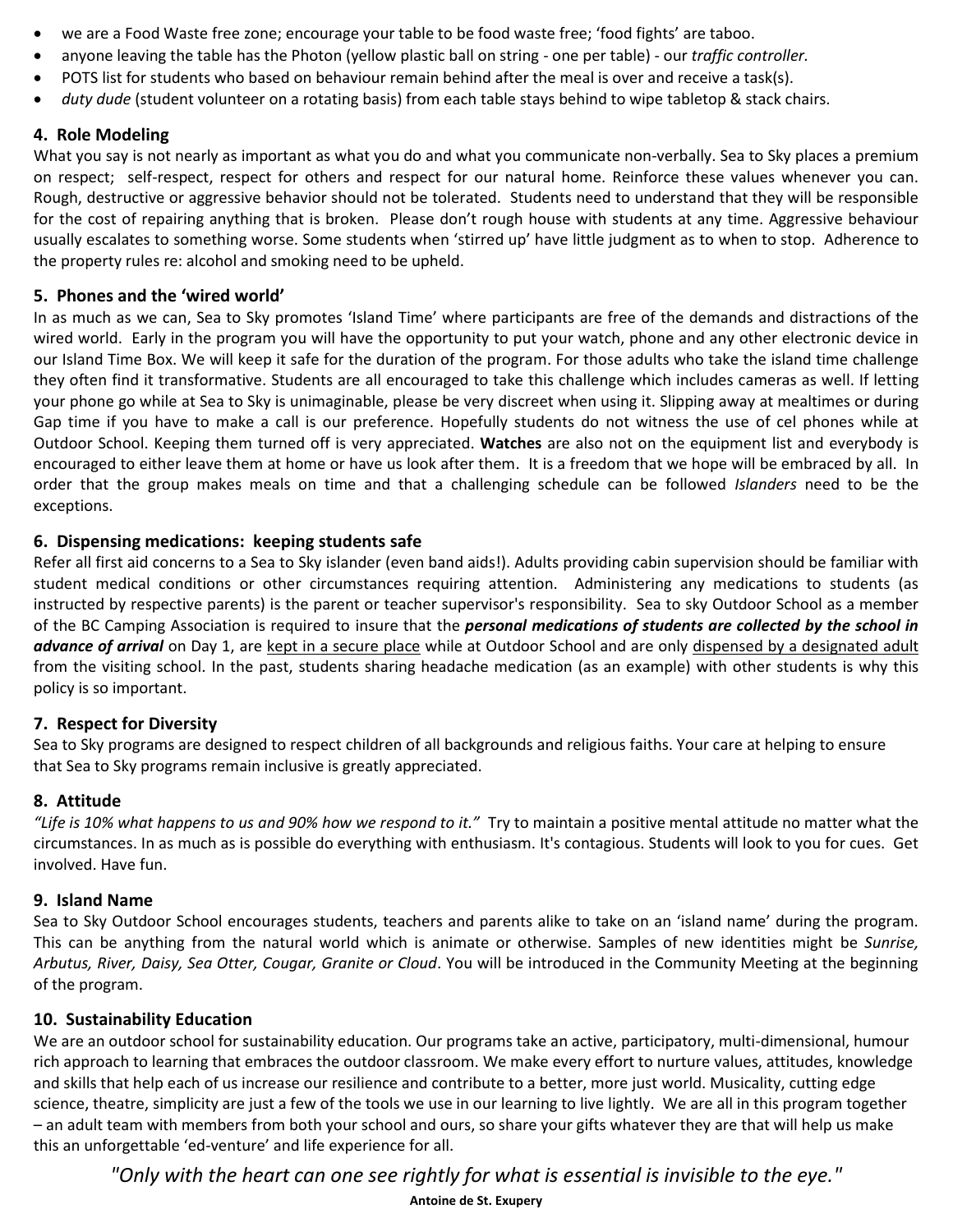- we are a Food Waste free zone; encourage your table to be food waste free; 'food fights' are taboo.
- anyone leaving the table has the Photon (yellow plastic ball on string - one per table) - our *traffic controller*.
- POTS list for students who based on behaviour remain behind after the meal is over and receive a task(s).
- *duty dude* (student volunteer on a rotating basis) from each table stays behind to wipe tabletop & stack chairs.

### 4. Role Modeling

What you say is not nearly as important as what you do and what you communicate non-verbally. Sea to Sky places a premium on respect; self-respect, respect for others and respect for our natural home. Reinforce these values whenever you can. Rough, destructive or aggressive behavior should not be tolerated. Students need to understand that they will be responsible for the cost of repairing anything that is broken. Please don't rough house with students at any time. Aggressive behaviour usually escalates to something worse. Some students when 'stirred up' have little judgment as to when to stop. Adherence to the property rules re: alcohol and smoking need to be upheld.

### 5. Phones and the 'wired world'

In as much as we can, Sea to Sky promotes 'Island Time' where participants are free of the demands and distractions of the wired world. Early in the program you will have the opportunity to put your watch, phone and any other electronic device in our Island Time Box. We will keep it safe for the duration of the program. For those adults who take the island time challenge they often find it transformative. Students are all encouraged to take this challenge which includes cameras as well. If letting your phone go while at Sea to Sky is unimaginable, please be very discreet when using it. Slipping away at mealtimes or during Gap time if you have to make a call is our preference. Hopefully students do not witness the use of cel phones while at Outdoor School. Keeping them turned off is very appreciated. **Watches** are also not on the equipment list and everybody is encouraged to either leave them at home or have us look after them. It is a freedom that we hope will be embraced by all. In order that the group makes meals on time and that a challenging schedule can be followed *Islanders* need to be the exceptions.

### 6. Dispensing medications: keeping students safe

Refer all first aid concerns to a Sea to Sky islander (even band aids!). Adults providing cabin supervision should be familiar with student medical conditions or other circumstances requiring attention. Administering any medications to students (as instructed by respective parents) is the parent or teacher supervisor's responsibility. Sea to sky Outdoor School as a member of the BC Camping Association is required to insure that the ***personal medications of students are collected by the school in advance of arrival*** on Day 1, are <u>kept in a secure place</u> while at Outdoor School and are only <u>dispensed by a designated adult</u> from the visiting school. In the past, students sharing headache medication (as an example) with other students is why this policy is so important.

### 7. Respect for Diversity

Sea to Sky programs are designed to respect children of all backgrounds and religious faiths. Your care at helping to ensure that Sea to Sky programs remain inclusive is greatly appreciated.

### 8. Attitude

*"Life is 10% what happens to us and 90% how we respond to it."* Try to maintain a positive mental attitude no matter what the circumstances. In as much as is possible do everything with enthusiasm. It's contagious. Students will look to you for cues. Get involved. Have fun.

### 9. Island Name

Sea to Sky Outdoor School encourages students, teachers and parents alike to take on an 'island name' during the program. This can be anything from the natural world which is animate or otherwise. Samples of new identities might be *Sunrise, Arbutus, River, Daisy, Sea Otter, Cougar, Granite or Cloud*. You will be introduced in the Community Meeting at the beginning of the program.

### 10. Sustainability Education

We are an outdoor school for sustainability education. Our programs take an active, participatory, multi-dimensional, humour rich approach to learning that embraces the outdoor classroom. We make every effort to nurture values, attitudes, knowledge and skills that help each of us increase our resilience and contribute to a better, more just world. Musicality, cutting edge science, theatre, simplicity are just a few of the tools we use in our learning to live lightly. We are all in this program together – an adult team with members from both your school and ours, so share your gifts whatever they are that will help us make this an unforgettable 'ed-venture' and life experience for all.

*"Only with the heart can one see rightly for what is essential is invisible to the eye."*

**Antoine de St. Exupery**